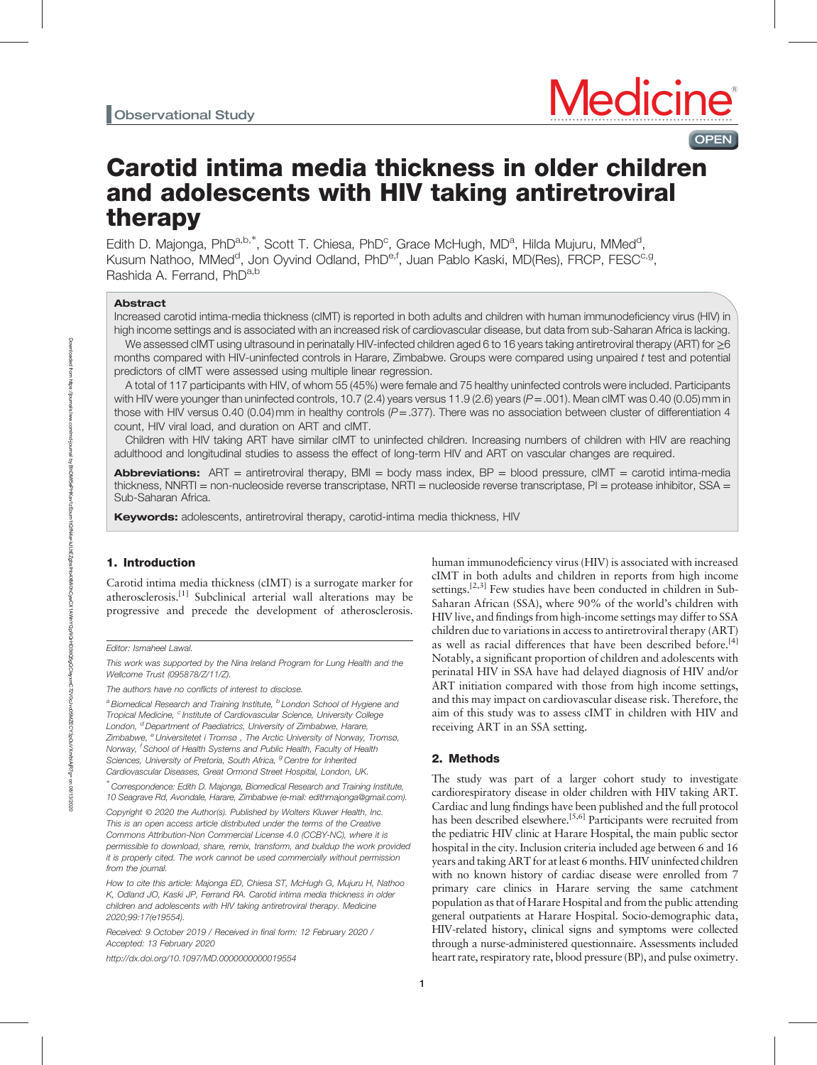Observational Study

# Carotid intima media thickness in older children and adolescents with HIV taking antiretroviral therapy

Edith D. Majonga, PhD[a,b,*], Scott T. Chiesa, PhD[c], Grace McHugh, MD[a], Hilda Mujuru, MMed[d], Kusum Nathoo, MMed[d], Jon Oyvind Odland, PhD[e,f], Juan Pablo Kaski, MD(Res), FRCP, FESC[c,g], Rashida A. Ferrand, PhD[a,b]

## Abstract

Increased carotid intima-media thickness (cIMT) is reported in both adults and children with human immunodeficiency virus (HIV) in high income settings and is associated with an increased risk of cardiovascular disease, but data from sub-Saharan Africa is lacking.

We assessed cIMT using ultrasound in perinatally HIV-infected children aged 6 to 16 years taking antiretroviral therapy (ART) for ≥6 months compared with HIV-uninfected controls in Harare, Zimbabwe. Groups were compared using unpaired *t* test and potential predictors of cIMT were assessed using multiple linear regression.

A total of 117 participants with HIV, of whom 55 (45%) were female and 75 healthy uninfected controls were included. Participants with HIV were younger than uninfected controls, 10.7 (2.4) years versus 11.9 (2.6) years ($P = .001$). Mean cIMT was 0.40 (0.05) mm in those with HIV versus 0.40 (0.04) mm in healthy controls ($P = .377$). There was no association between cluster of differentiation 4 count, HIV viral load, and duration on ART and cIMT.

Children with HIV taking ART have similar cIMT to uninfected children. Increasing numbers of children with HIV are reaching adulthood and longitudinal studies to assess the effect of long-term HIV and ART on vascular changes are required.

**Abbreviations:** ART = antiretroviral therapy, BMI = body mass index, BP = blood pressure, cIMT = carotid intima-media thickness, NNRTI = non-nucleoside reverse transcriptase, NRTI = nucleoside reverse transcriptase, PI = protease inhibitor, SSA = Sub-Saharan Africa.

**Keywords:** adolescents, antiretroviral therapy, carotid-intima media thickness, HIV

## 1. Introduction

Carotid intima media thickness (cIMT) is a surrogate marker for atherosclerosis.[1] Subclinical arterial wall alterations may be progressive and precede the development of atherosclerosis. human immunodeficiency virus (HIV) is associated with increased cIMT in both adults and children in reports from high income settings.[2,3] Few studies have been conducted in children in Sub-Saharan African (SSA), where 90% of the world's children with HIV live, and findings from high-income settings may differ to SSA children due to variations in access to antiretroviral therapy (ART) as well as racial differences that have been described before.[4] Notably, a significant proportion of children and adolescents with perinatal HIV in SSA have had delayed diagnosis of HIV and/or ART initiation compared with those from high income settings, and this may impact on cardiovascular disease risk. Therefore, the aim of this study was to assess cIMT in children with HIV and receiving ART in an SSA setting.

## 2. Methods

The study was part of a larger cohort study to investigate cardiorespiratory disease in older children with HIV taking ART. Cardiac and lung findings have been published and the full protocol has been described elsewhere.[5,6] Participants were recruited from the pediatric HIV clinic at Harare Hospital, the main public sector hospital in the city. Inclusion criteria included age between 6 and 16 years and taking ART for at least 6 months. HIV uninfected children with no known history of cardiac disease were enrolled from 7 primary care clinics in Harare serving the same catchment population as that of Harare Hospital and from the public attending general outpatients at Harare Hospital. Socio-demographic data, HIV-related history, clinical signs and symptoms were collected through a nurse-administered questionnaire. Assessments included heart rate, respiratory rate, blood pressure (BP), and pulse oximetry.

---

Editor: Ismaheel Lawal.

This work was supported by the Nina Ireland Program for Lung Health and the Wellcome Trust (095878/Z/11/Z).

The authors have no conflicts of interest to disclose.

[a] Biomedical Research and Training Institute, [b] London School of Hygiene and Tropical Medicine, [c] Institute of Cardiovascular Science, University College London, [d] Department of Paediatrics, University of Zimbabwe, Harare, Zimbabwe, [e] Universitetet i Tromsø , The Arctic University of Norway, Tromsø, Norway, [f] School of Health Systems and Public Health, Faculty of Health Sciences, University of Pretoria, South Africa, [g] Centre for Inherited Cardiovascular Diseases, Great Ormond Street Hospital, London, UK.

[*] Correspondence: Edith D. Majonga, Biomedical Research and Training Institute, 10 Seagrave Rd, Avondale, Harare, Zimbabwe (e-mail: edithmajonga@gmail.com).

Copyright © 2020 the Author(s). Published by Wolters Kluwer Health, Inc. This is an open access article distributed under the terms of the Creative Commons Attribution-Non Commercial License 4.0 (CCBY-NC), where it is permissible to download, share, remix, transform, and buildup the work provided it is properly cited. The work cannot be used commercially without permission from the journal.

How to cite this article: Majonga ED, Chiesa ST, McHugh G, Mujuru H, Nathoo K, Odland JO, Kaski JP, Ferrand RA. Carotid intima media thickness in older children and adolescents with HIV taking antiretroviral therapy. Medicine 2020;99:17(e19554).

Received: 9 October 2019 / Received in final form: 12 February 2020 / Accepted: 13 February 2020

http://dx.doi.org/10.1097/MD.0000000000019554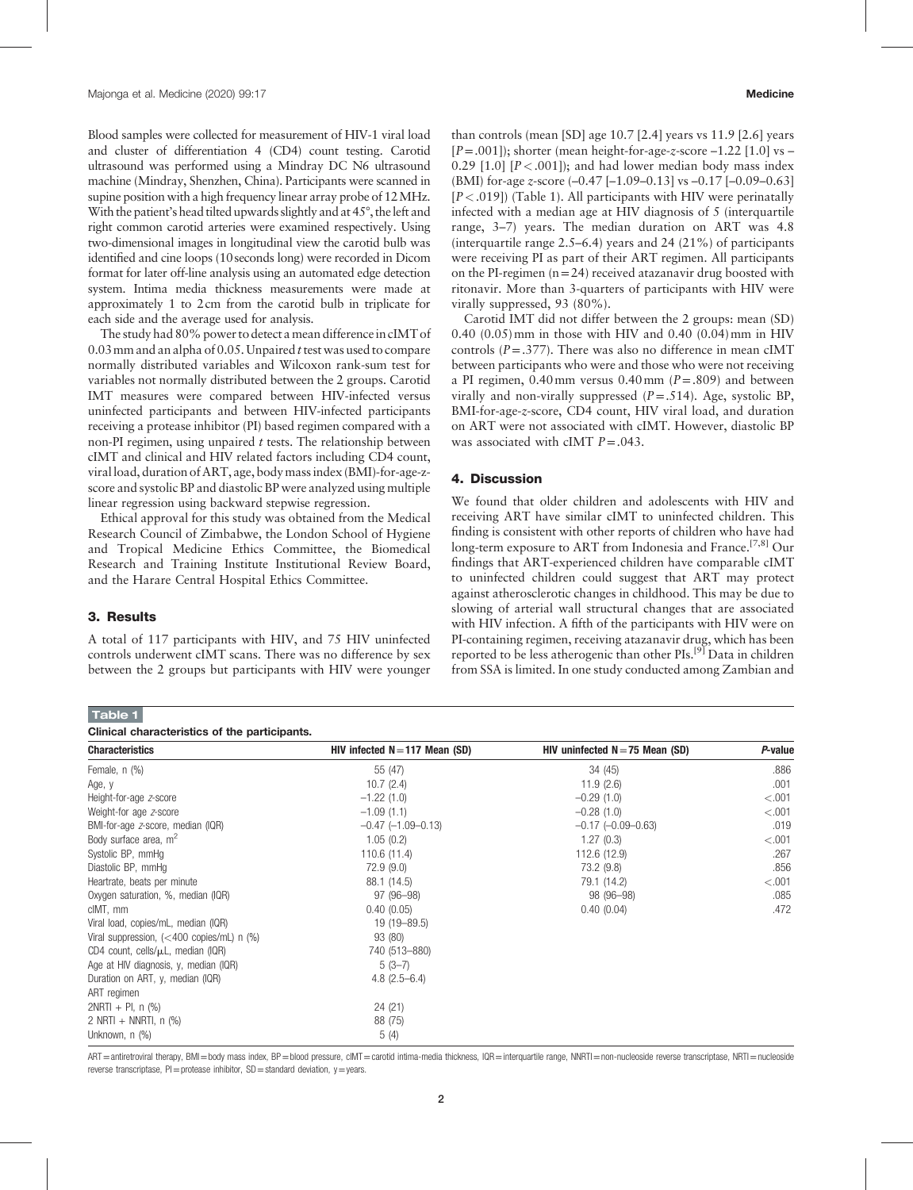Blood samples were collected for measurement of HIV-1 viral load and cluster of differentiation 4 (CD4) count testing. Carotid ultrasound was performed using a Mindray DC N6 ultrasound machine (Mindray, Shenzhen, China). Participants were scanned in supine position with a high frequency linear array probe of 12 MHz. With the patient's head tilted upwards slightly and at 45°, the left and right common carotid arteries were examined respectively. Using two-dimensional images in longitudinal view the carotid bulb was identified and cine loops (10 seconds long) were recorded in Dicom format for later off-line analysis using an automated edge detection system. Intima media thickness measurements were made at approximately 1 to 2 cm from the carotid bulb in triplicate for each side and the average used for analysis.

The study had 80% power to detect a mean difference in cIMT of 0.03 mm and an alpha of 0.05. Unpaired *t* test was used to compare normally distributed variables and Wilcoxon rank-sum test for variables not normally distributed between the 2 groups. Carotid IMT measures were compared between HIV-infected versus uninfected participants and between HIV-infected participants receiving a protease inhibitor (PI) based regimen compared with a non-PI regimen, using unpaired *t* tests. The relationship between cIMT and clinical and HIV related factors including CD4 count, viral load, duration of ART, age, body mass index (BMI)-for-age-z-score and systolic BP and diastolic BP were analyzed using multiple linear regression using backward stepwise regression.

Ethical approval for this study was obtained from the Medical Research Council of Zimbabwe, the London School of Hygiene and Tropical Medicine Ethics Committee, the Biomedical Research and Training Institute Institutional Review Board, and the Harare Central Hospital Ethics Committee.

## 3. Results

A total of 117 participants with HIV, and 75 HIV uninfected controls underwent cIMT scans. There was no difference by sex between the 2 groups but participants with HIV were younger than controls (mean [SD] age 10.7 [2.4] years vs 11.9 [2.6] years [$P = .001$]); shorter (mean height-for-age-*z*-score −1.22 [1.0] vs −0.29 [1.0] [$P < .001$]); and had lower median body mass index (BMI) for-age *z*-score (−0.47 [−1.09–0.13] vs −0.17 [−0.09–0.63] [$P < .019$]) (Table 1). All participants with HIV were perinatally infected with a median age at HIV diagnosis of 5 (interquartile range, 3–7) years. The median duration on ART was 4.8 (interquartile range 2.5–6.4) years and 24 (21%) of participants were receiving PI as part of their ART regimen. All participants on the PI-regimen (n = 24) received atazanavir drug boosted with ritonavir. More than 3-quarters of participants with HIV were virally suppressed, 93 (80%).

Carotid IMT did not differ between the 2 groups: mean (SD) 0.40 (0.05) mm in those with HIV and 0.40 (0.04) mm in HIV controls ($P = .377$). There was also no difference in mean cIMT between participants who were and those who were not receiving a PI regimen, 0.40 mm versus 0.40 mm ($P = .809$) and between virally and non-virally suppressed ($P = .514$). Age, systolic BP, BMI-for-age-*z*-score, CD4 count, HIV viral load, and duration on ART were not associated with cIMT. However, diastolic BP was associated with cIMT $P = .043$.

## 4. Discussion

We found that older children and adolescents with HIV and receiving ART have similar cIMT to uninfected children. This finding is consistent with other reports of children who have had long-term exposure to ART from Indonesia and France.[7,8] Our findings that ART-experienced children have comparable cIMT to uninfected children could suggest that ART may protect against atherosclerotic changes in childhood. This may be due to slowing of arterial wall structural changes that are associated with HIV infection. A fifth of the participants with HIV were on PI-containing regimen, receiving atazanavir drug, which has been reported to be less atherogenic than other PIs.[9] Data in children from SSA is limited. In one study conducted among Zambian and

**Table 1**

**Clinical characteristics of the participants.**

| Characteristics | HIV infected N = 117 Mean (SD) | HIV uninfected N = 75 Mean (SD) | *P*-value |
|---|---|---|---|
| Female, n (%) | 55 (47) | 34 (45) | .886 |
| Age, y | 10.7 (2.4) | 11.9 (2.6) | .001 |
| Height-for-age *z*-score | −1.22 (1.0) | −0.29 (1.0) | <.001 |
| Weight-for age *z*-score | −1.09 (1.1) | −0.28 (1.0) | <.001 |
| BMI-for-age *z*-score, median (IQR) | −0.47 (−1.09–0.13) | −0.17 (−0.09–0.63) | .019 |
| Body surface area, $m^2$ | 1.05 (0.2) | 1.27 (0.3) | <.001 |
| Systolic BP, mmHg | 110.6 (11.4) | 112.6 (12.9) | .267 |
| Diastolic BP, mmHg | 72.9 (9.0) | 73.2 (9.8) | .856 |
| Heartrate, beats per minute | 88.1 (14.5) | 79.1 (14.2) | <.001 |
| Oxygen saturation, %, median (IQR) | 97 (96–98) | 98 (96–98) | .085 |
| cIMT, mm | 0.40 (0.05) | 0.40 (0.04) | .472 |
| Viral load, copies/mL, median (IQR) | 19 (19–89.5) | | |
| Viral suppression, (<400 copies/mL) n (%) | 93 (80) | | |
| CD4 count, cells/μL, median (IQR) | 740 (513–880) | | |
| Age at HIV diagnosis, y, median (IQR) | 5 (3–7) | | |
| Duration on ART, y, median (IQR) | 4.8 (2.5–6.4) | | |
| ART regimen | | | |
| 2NRTI + PI, n (%) | 24 (21) | | |
| 2 NRTI + NNRTI, n (%) | 88 (75) | | |
| Unknown, n (%) | 5 (4) | | |

ART = antiretroviral therapy, BMI = body mass index, BP = blood pressure, cIMT = carotid intima-media thickness, IQR = interquartile range, NNRTI = non-nucleoside reverse transcriptase, NRTI = nucleoside reverse transcriptase, PI = protease inhibitor, SD = standard deviation, y = years.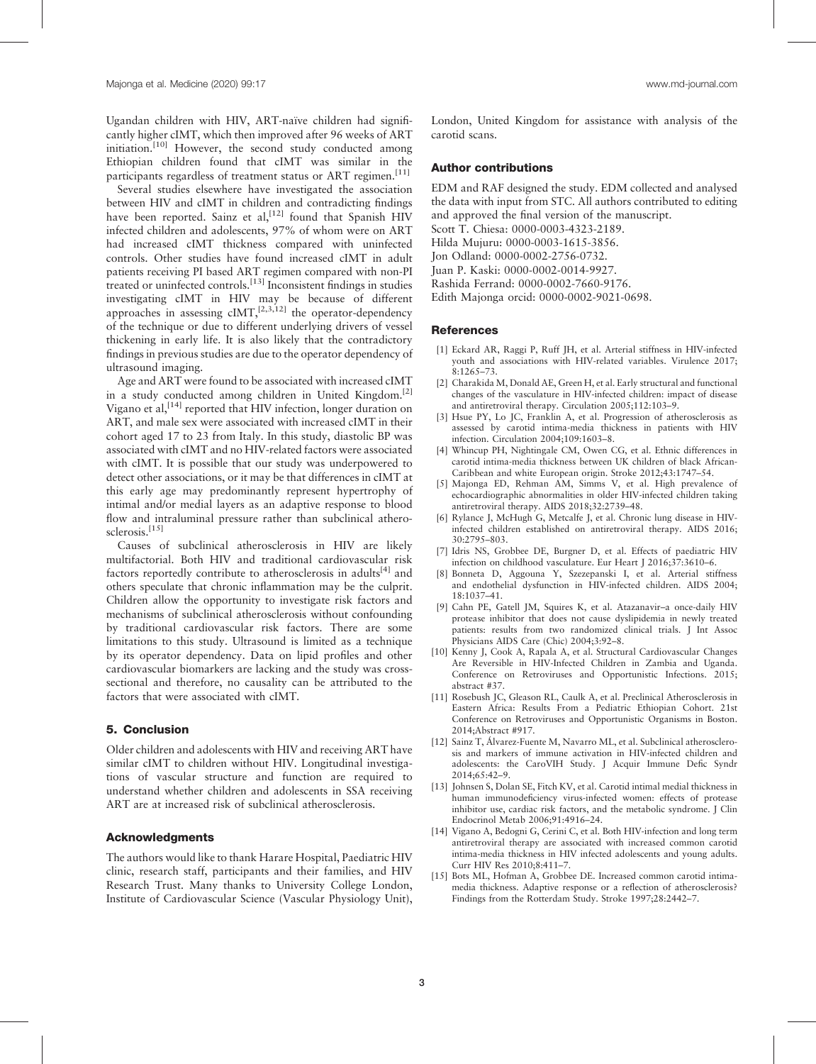Ugandan children with HIV, ART-naïve children had significantly higher cIMT, which then improved after 96 weeks of ART initiation.[10] However, the second study conducted among Ethiopian children found that cIMT was similar in the participants regardless of treatment status or ART regimen.[11]

Several studies elsewhere have investigated the association between HIV and cIMT in children and contradicting findings have been reported. Sainz et al,[12] found that Spanish HIV infected children and adolescents, 97% of whom were on ART had increased cIMT thickness compared with uninfected controls. Other studies have found increased cIMT in adult patients receiving PI based ART regimen compared with non-PI treated or uninfected controls.[13] Inconsistent findings in studies investigating cIMT in HIV may be because of different approaches in assessing cIMT,[2,3,12] the operator-dependency of the technique or due to different underlying drivers of vessel thickening in early life. It is also likely that the contradictory findings in previous studies are due to the operator dependency of ultrasound imaging.

Age and ART were found to be associated with increased cIMT in a study conducted among children in United Kingdom.[2] Vigano et al,[14] reported that HIV infection, longer duration on ART, and male sex were associated with increased cIMT in their cohort aged 17 to 23 from Italy. In this study, diastolic BP was associated with cIMT and no HIV-related factors were associated with cIMT. It is possible that our study was underpowered to detect other associations, or it may be that differences in cIMT at this early age may predominantly represent hypertrophy of intimal and/or medial layers as an adaptive response to blood flow and intraluminal pressure rather than subclinical atherosclerosis.[15]

Causes of subclinical atherosclerosis in HIV are likely multifactorial. Both HIV and traditional cardiovascular risk factors reportedly contribute to atherosclerosis in adults[4] and others speculate that chronic inflammation may be the culprit. Children allow the opportunity to investigate risk factors and mechanisms of subclinical atherosclerosis without confounding by traditional cardiovascular risk factors. There are some limitations to this study. Ultrasound is limited as a technique by its operator dependency. Data on lipid profiles and other cardiovascular biomarkers are lacking and the study was cross-sectional and therefore, no causality can be attributed to the factors that were associated with cIMT.

## 5. Conclusion

Older children and adolescents with HIV and receiving ART have similar cIMT to children without HIV. Longitudinal investigations of vascular structure and function are required to understand whether children and adolescents in SSA receiving ART are at increased risk of subclinical atherosclerosis.

### Acknowledgments

The authors would like to thank Harare Hospital, Paediatric HIV clinic, research staff, participants and their families, and HIV Research Trust. Many thanks to University College London, Institute of Cardiovascular Science (Vascular Physiology Unit), London, United Kingdom for assistance with analysis of the carotid scans.

### Author contributions

EDM and RAF designed the study. EDM collected and analysed the data with input from STC. All authors contributed to editing and approved the final version of the manuscript.
Scott T. Chiesa: 0000-0003-4323-2189.
Hilda Mujuru: 0000-0003-1615-3856.
Jon Odland: 0000-0002-2756-0732.
Juan P. Kaski: 0000-0002-0014-9927.
Rashida Ferrand: 0000-0002-7660-9176.
Edith Majonga orcid: 0000-0002-9021-0698.

### References

[1] Eckard AR, Raggi P, Ruff JH, et al. Arterial stiffness in HIV-infected youth and associations with HIV-related variables. Virulence 2017; 8:1265–73.

[2] Charakida M, Donald AE, Green H, et al. Early structural and functional changes of the vasculature in HIV-infected children: impact of disease and antiretroviral therapy. Circulation 2005;112:103–9.

[3] Hsue PY, Lo JC, Franklin A, et al. Progression of atherosclerosis as assessed by carotid intima-media thickness in patients with HIV infection. Circulation 2004;109:1603–8.

[4] Whincup PH, Nightingale CM, Owen CG, et al. Ethnic differences in carotid intima-media thickness between UK children of black African-Caribbean and white European origin. Stroke 2012;43:1747–54.

[5] Majonga ED, Rehman AM, Simms V, et al. High prevalence of echocardiographic abnormalities in older HIV-infected children taking antiretroviral therapy. AIDS 2018;32:2739–48.

[6] Rylance J, McHugh G, Metcalfe J, et al. Chronic lung disease in HIV-infected children established on antiretroviral therapy. AIDS 2016; 30:2795–803.

[7] Idris NS, Grobbee DE, Burgner D, et al. Effects of paediatric HIV infection on childhood vasculature. Eur Heart J 2016;37:3610–6.

[8] Bonneta D, Aggouna Y, Szezepanski I, et al. Arterial stiffness and endothelial dysfunction in HIV-infected children. AIDS 2004; 18:1037–41.

[9] Cahn PE, Gatell JM, Squires K, et al. Atazanavir–a once-daily HIV protease inhibitor that does not cause dyslipidemia in newly treated patients: results from two randomized clinical trials. J Int Assoc Physicians AIDS Care (Chic) 2004;3:92–8.

[10] Kenny J, Cook A, Rapala A, et al. Structural Cardiovascular Changes Are Reversible in HIV-Infected Children in Zambia and Uganda. Conference on Retroviruses and Opportunistic Infections. 2015; abstract #37.

[11] Rosebush JC, Gleason RL, Caulk A, et al. Preclinical Atherosclerosis in Eastern Africa: Results From a Pediatric Ethiopian Cohort. 21st Conference on Retroviruses and Opportunistic Organisms in Boston. 2014;Abstract #917.

[12] Sainz T, Álvarez-Fuente M, Navarro ML, et al. Subclinical atherosclerosis and markers of immune activation in HIV-infected children and adolescents: the CaroVIH Study. J Acquir Immune Defic Syndr 2014;65:42–9.

[13] Johnsen S, Dolan SE, Fitch KV, et al. Carotid intimal medial thickness in human immunodeficiency virus-infected women: effects of protease inhibitor use, cardiac risk factors, and the metabolic syndrome. J Clin Endocrinol Metab 2006;91:4916–24.

[14] Vigano A, Bedogni G, Cerini C, et al. Both HIV-infection and long term antiretroviral therapy are associated with increased common carotid intima-media thickness in HIV infected adolescents and young adults. Curr HIV Res 2010;8:411–7.

[15] Bots ML, Hofman A, Grobbee DE. Increased common carotid intima-media thickness. Adaptive response or a reflection of atherosclerosis? Findings from the Rotterdam Study. Stroke 1997;28:2442–7.